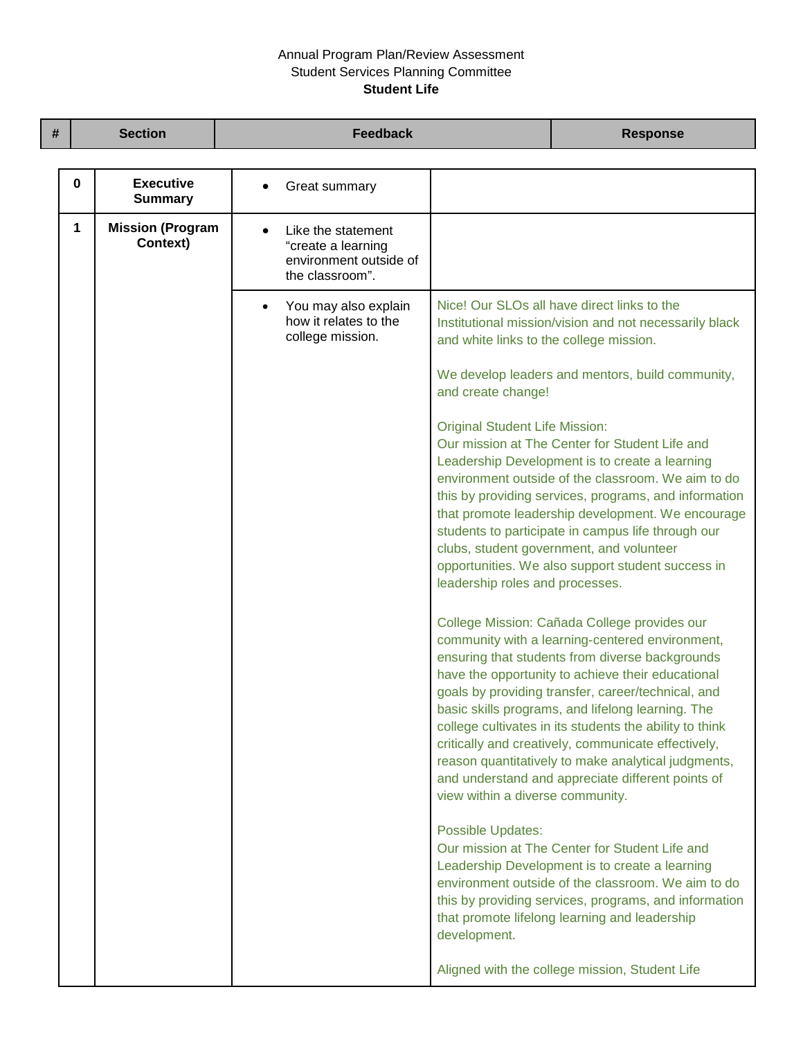Annual Program Plan/Review Assessment
Student Services Planning Committee
**Student Life**

| # | Section | Feedback | Response |
|---|---|---|---|
| 0 | **Executive Summary** | • Great summary | |
| 1 | **Mission (Program Context)** | • Like the statement "create a learning environment outside of the classroom". | |
| | | • You may also explain how it relates to the college mission. | Nice! Our SLOs all have direct links to the Institutional mission/vision and not necessarily black and white links to the college mission.<br><br>We develop leaders and mentors, build community, and create change!<br><br>Original Student Life Mission:<br>Our mission at The Center for Student Life and Leadership Development is to create a learning environment outside of the classroom. We aim to do this by providing services, programs, and information that promote leadership development. We encourage students to participate in campus life through our clubs, student government, and volunteer opportunities. We also support student success in leadership roles and processes.<br><br>College Mission: Cañada College provides our community with a learning-centered environment, ensuring that students from diverse backgrounds have the opportunity to achieve their educational goals by providing transfer, career/technical, and basic skills programs, and lifelong learning. The college cultivates in its students the ability to think critically and creatively, communicate effectively, reason quantitatively to make analytical judgments, and understand and appreciate different points of view within a diverse community.<br><br>Possible Updates:<br>Our mission at The Center for Student Life and Leadership Development is to create a learning environment outside of the classroom. We aim to do this by providing services, programs, and information that promote lifelong learning and leadership development.<br><br>Aligned with the college mission, Student Life |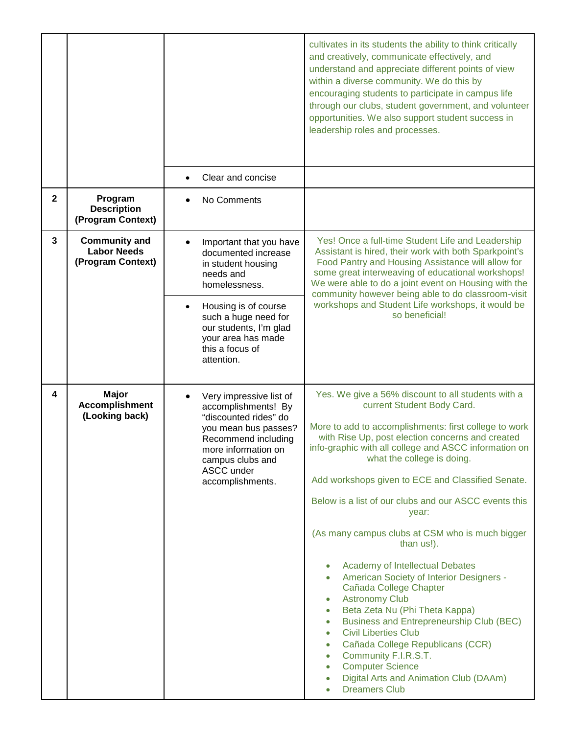| | | | |
|---|---|---|---|
| | | | cultivates in its students the ability to think critically and creatively, communicate effectively, and understand and appreciate different points of view within a diverse community. We do this by encouraging students to participate in campus life through our clubs, student government, and volunteer opportunities. We also support student success in leadership roles and processes. |
| | | • Clear and concise | |
| 2 | **Program Description (Program Context)** | • No Comments | |
| 3 | **Community and Labor Needs (Program Context)** | • Important that you have documented increase in student housing needs and homelessness. | Yes! Once a full-time Student Life and Leadership Assistant is hired, their work with both Sparkpoint's Food Pantry and Housing Assistance will allow for some great interweaving of educational workshops! We were able to do a joint event on Housing with the community however being able to do classroom-visit workshops and Student Life workshops, it would be so beneficial! |
| | | • Housing is of course such a huge need for our students, I'm glad your area has made this a focus of attention. | |
| 4 | **Major Accomplishment (Looking back)** | • Very impressive list of accomplishments! By "discounted rides" do you mean bus passes? Recommend including more information on campus clubs and ASCC under accomplishments. | Yes. We give a 56% discount to all students with a current Student Body Card.<br><br>More to add to accomplishments: first college to work with Rise Up, post election concerns and created info-graphic with all college and ASCC information on what the college is doing.<br><br>Add workshops given to ECE and Classified Senate.<br><br>Below is a list of our clubs and our ASCC events this year:<br><br>(As many campus clubs at CSM who is much bigger than us!).<br><br>• Academy of Intellectual Debates<br>• American Society of Interior Designers - Cañada College Chapter<br>• Astronomy Club<br>• Beta Zeta Nu (Phi Theta Kappa)<br>• Business and Entrepreneurship Club (BEC)<br>• Civil Liberties Club<br>• Cañada College Republicans (CCR)<br>• Community F.I.R.S.T.<br>• Computer Science<br>• Digital Arts and Animation Club (DAAm)<br>• Dreamers Club |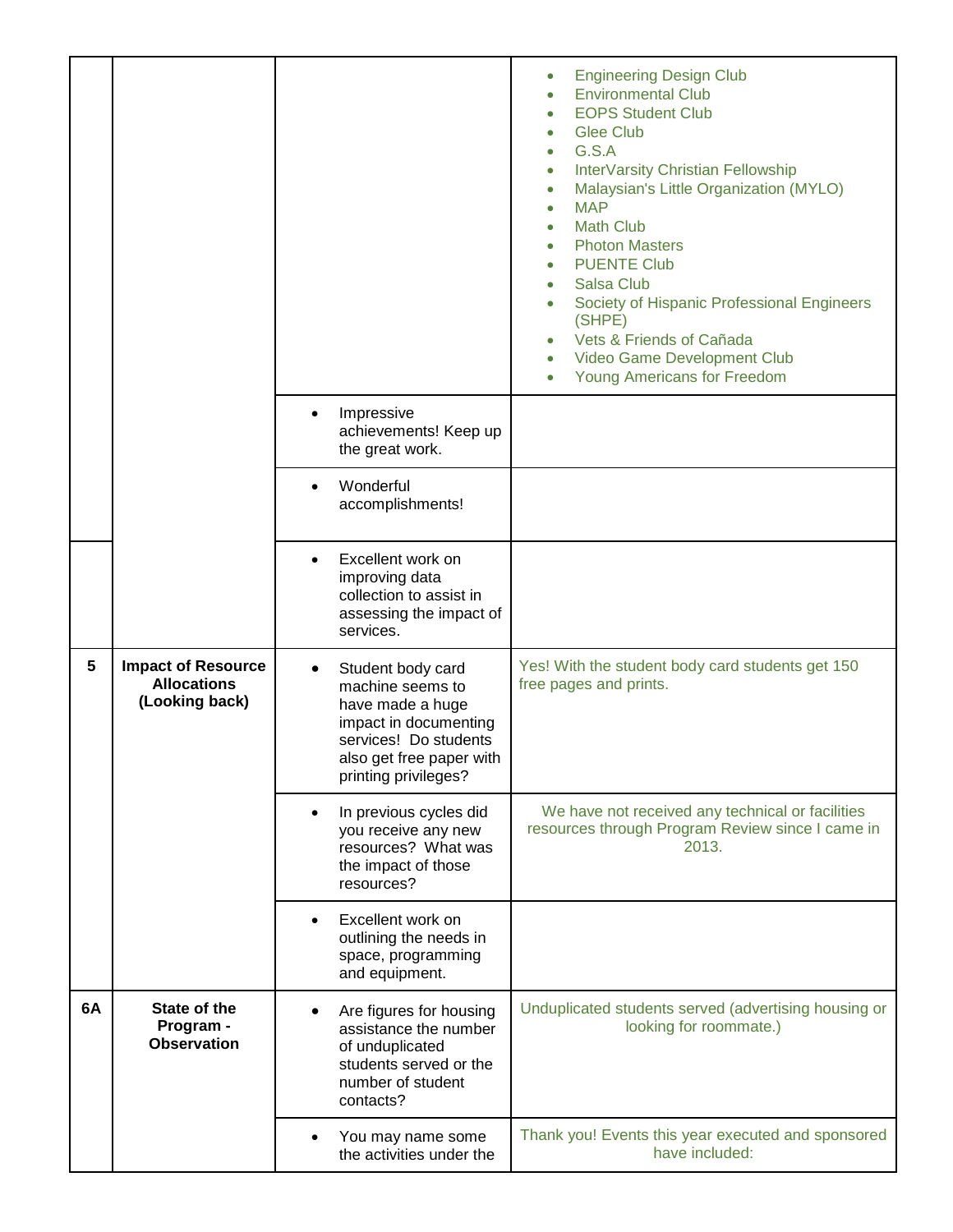| | | | |
|---|---|---|---|
| | | | • Engineering Design Club<br>• Environmental Club<br>• EOPS Student Club<br>• Glee Club<br>• G.S.A<br>• InterVarsity Christian Fellowship<br>• Malaysian's Little Organization (MYLO)<br>• MAP<br>• Math Club<br>• Photon Masters<br>• PUENTE Club<br>• Salsa Club<br>• Society of Hispanic Professional Engineers (SHPE)<br>• Vets & Friends of Cañada<br>• Video Game Development Club<br>• Young Americans for Freedom |
| | | • Impressive achievements! Keep up the great work. | |
| | | • Wonderful accomplishments! | |
| | | • Excellent work on improving data collection to assist in assessing the impact of services. | |
| **5** | **Impact of Resource Allocations (Looking back)** | • Student body card machine seems to have made a huge impact in documenting services! Do students also get free paper with printing privileges? | Yes! With the student body card students get 150 free pages and prints. |
| | | • In previous cycles did you receive any new resources? What was the impact of those resources? | We have not received any technical or facilities resources through Program Review since I came in 2013. |
| | | • Excellent work on outlining the needs in space, programming and equipment. | |
| **6A** | **State of the Program - Observation** | • Are figures for housing assistance the number of unduplicated students served or the number of student contacts? | Unduplicated students served (advertising housing or looking for roommate.) |
| | | • You may name some the activities under the | Thank you! Events this year executed and sponsored have included: |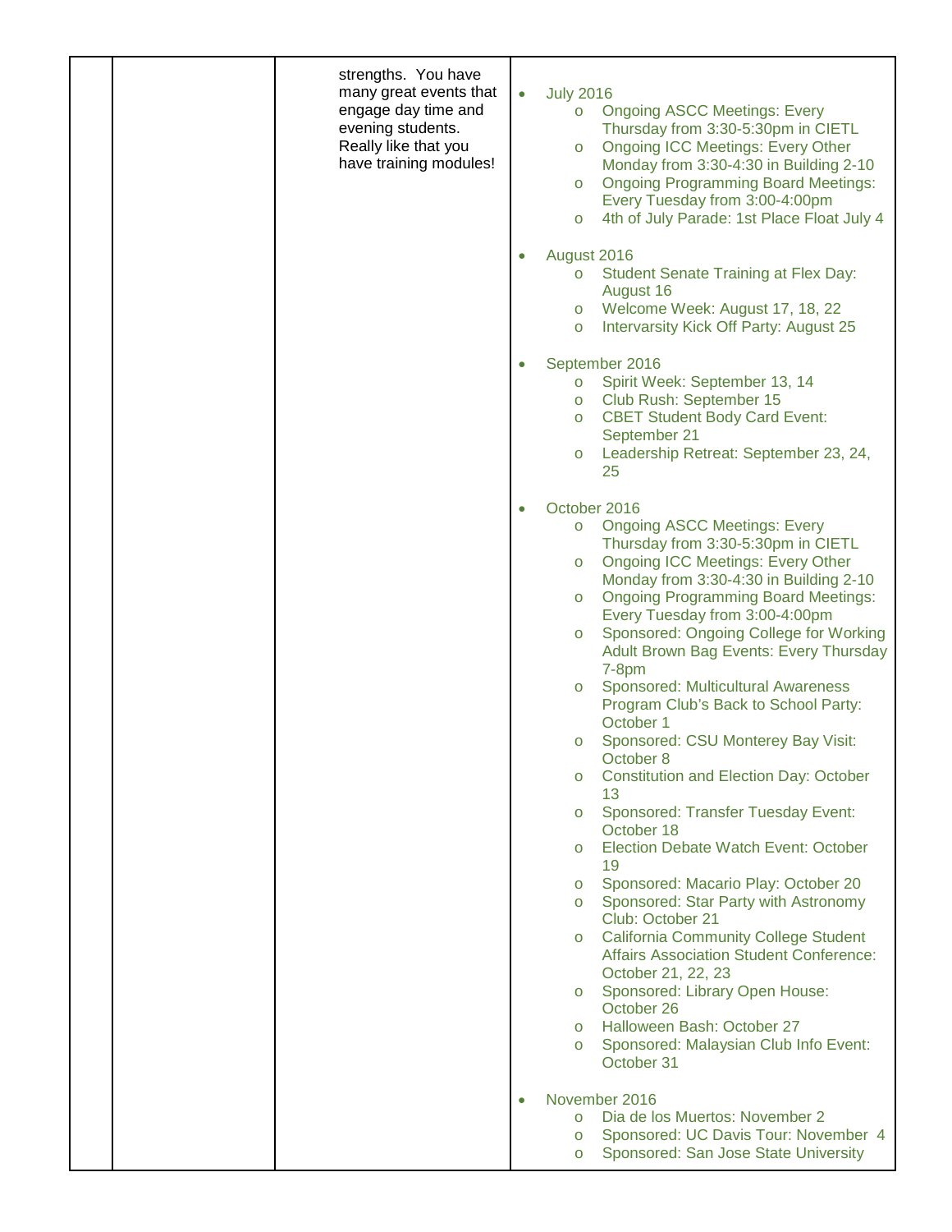| | | strengths. You have many great events that engage day time and evening students. Really like that you have training modules! | <ul><li>July 2016<ul><li>Ongoing ASCC Meetings: Every Thursday from 3:30-5:30pm in CIETL</li><li>Ongoing ICC Meetings: Every Other Monday from 3:30-4:30 in Building 2-10</li><li>Ongoing Programming Board Meetings: Every Tuesday from 3:00-4:00pm</li><li>4th of July Parade: 1st Place Float July 4</li></ul></li><li>August 2016<ul><li>Student Senate Training at Flex Day: August 16</li><li>Welcome Week: August 17, 18, 22</li><li>Intervarsity Kick Off Party: August 25</li></ul></li><li>September 2016<ul><li>Spirit Week: September 13, 14</li><li>Club Rush: September 15</li><li>CBET Student Body Card Event: September 21</li><li>Leadership Retreat: September 23, 24, 25</li></ul></li><li>October 2016<ul><li>Ongoing ASCC Meetings: Every Thursday from 3:30-5:30pm in CIETL</li><li>Ongoing ICC Meetings: Every Other Monday from 3:30-4:30 in Building 2-10</li><li>Ongoing Programming Board Meetings: Every Tuesday from 3:00-4:00pm</li><li>Sponsored: Ongoing College for Working Adult Brown Bag Events: Every Thursday 7-8pm</li><li>Sponsored: Multicultural Awareness Program Club's Back to School Party: October 1</li><li>Sponsored: CSU Monterey Bay Visit: October 8</li><li>Constitution and Election Day: October 13</li><li>Sponsored: Transfer Tuesday Event: October 18</li><li>Election Debate Watch Event: October 19</li><li>Sponsored: Macario Play: October 20</li><li>Sponsored: Star Party with Astronomy Club: October 21</li><li>California Community College Student Affairs Association Student Conference: October 21, 22, 23</li><li>Sponsored: Library Open House: October 26</li><li>Halloween Bash: October 27</li><li>Sponsored: Malaysian Club Info Event: October 31</li></ul></li><li>November 2016<ul><li>Dia de los Muertos: November 2</li><li>Sponsored: UC Davis Tour: November 4</li><li>Sponsored: San Jose State University</li></ul></li></ul> |
|---|---|---|---|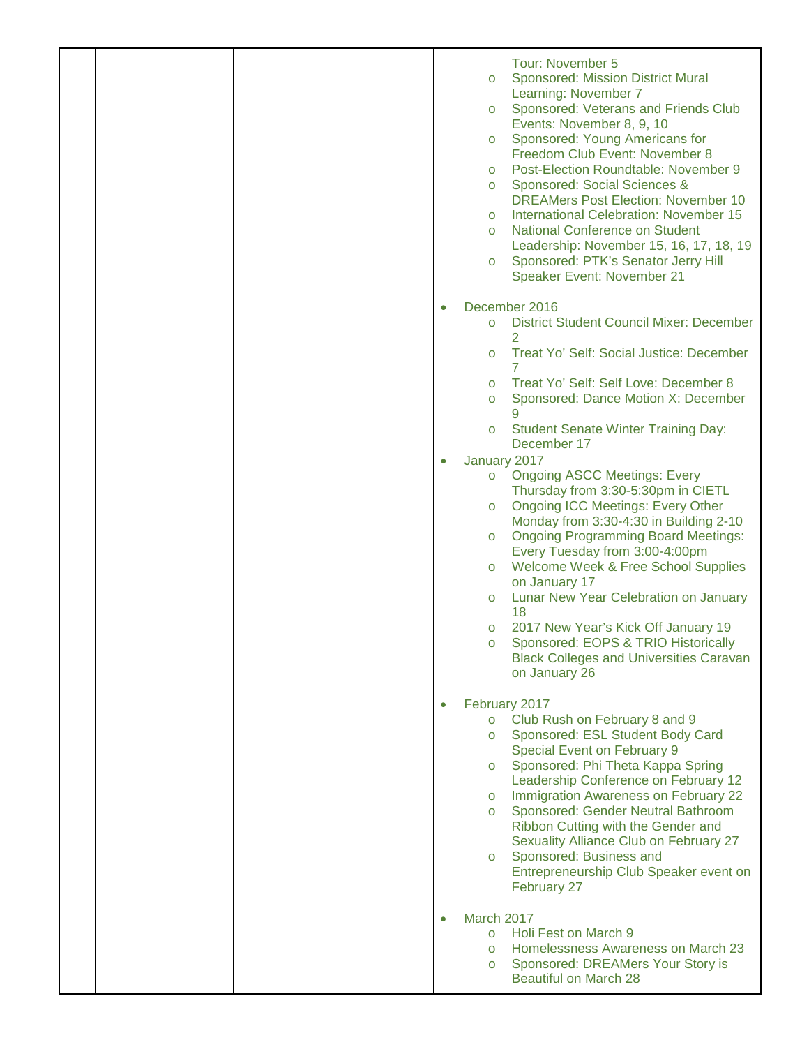| | | | Tour: November 5<br>o Sponsored: Mission District Mural Learning: November 7<br>o Sponsored: Veterans and Friends Club Events: November 8, 9, 10<br>o Sponsored: Young Americans for Freedom Club Event: November 8<br>o Post-Election Roundtable: November 9<br>o Sponsored: Social Sciences & DREAMers Post Election: November 10<br>o International Celebration: November 15<br>o National Conference on Student Leadership: November 15, 16, 17, 18, 19<br>o Sponsored: PTK's Senator Jerry Hill Speaker Event: November 21<br><br>• December 2016<br>o District Student Council Mixer: December 2<br>o Treat Yo' Self: Social Justice: December 7<br>o Treat Yo' Self: Self Love: December 8<br>o Sponsored: Dance Motion X: December 9<br>o Student Senate Winter Training Day: December 17<br>• January 2017<br>o Ongoing ASCC Meetings: Every Thursday from 3:30-5:30pm in CIETL<br>o Ongoing ICC Meetings: Every Other Monday from 3:30-4:30 in Building 2-10<br>o Ongoing Programming Board Meetings: Every Tuesday from 3:00-4:00pm<br>o Welcome Week & Free School Supplies on January 17<br>o Lunar New Year Celebration on January 18<br>o 2017 New Year's Kick Off January 19<br>o Sponsored: EOPS & TRIO Historically Black Colleges and Universities Caravan on January 26<br><br>• February 2017<br>o Club Rush on February 8 and 9<br>o Sponsored: ESL Student Body Card Special Event on February 9<br>o Sponsored: Phi Theta Kappa Spring Leadership Conference on February 12<br>o Immigration Awareness on February 22<br>o Sponsored: Gender Neutral Bathroom Ribbon Cutting with the Gender and Sexuality Alliance Club on February 27<br>o Sponsored: Business and Entrepreneurship Club Speaker event on February 27<br><br>• March 2017<br>o Holi Fest on March 9<br>o Homelessness Awareness on March 23<br>o Sponsored: DREAMers Your Story is Beautiful on March 28 |
|---|---|---|---|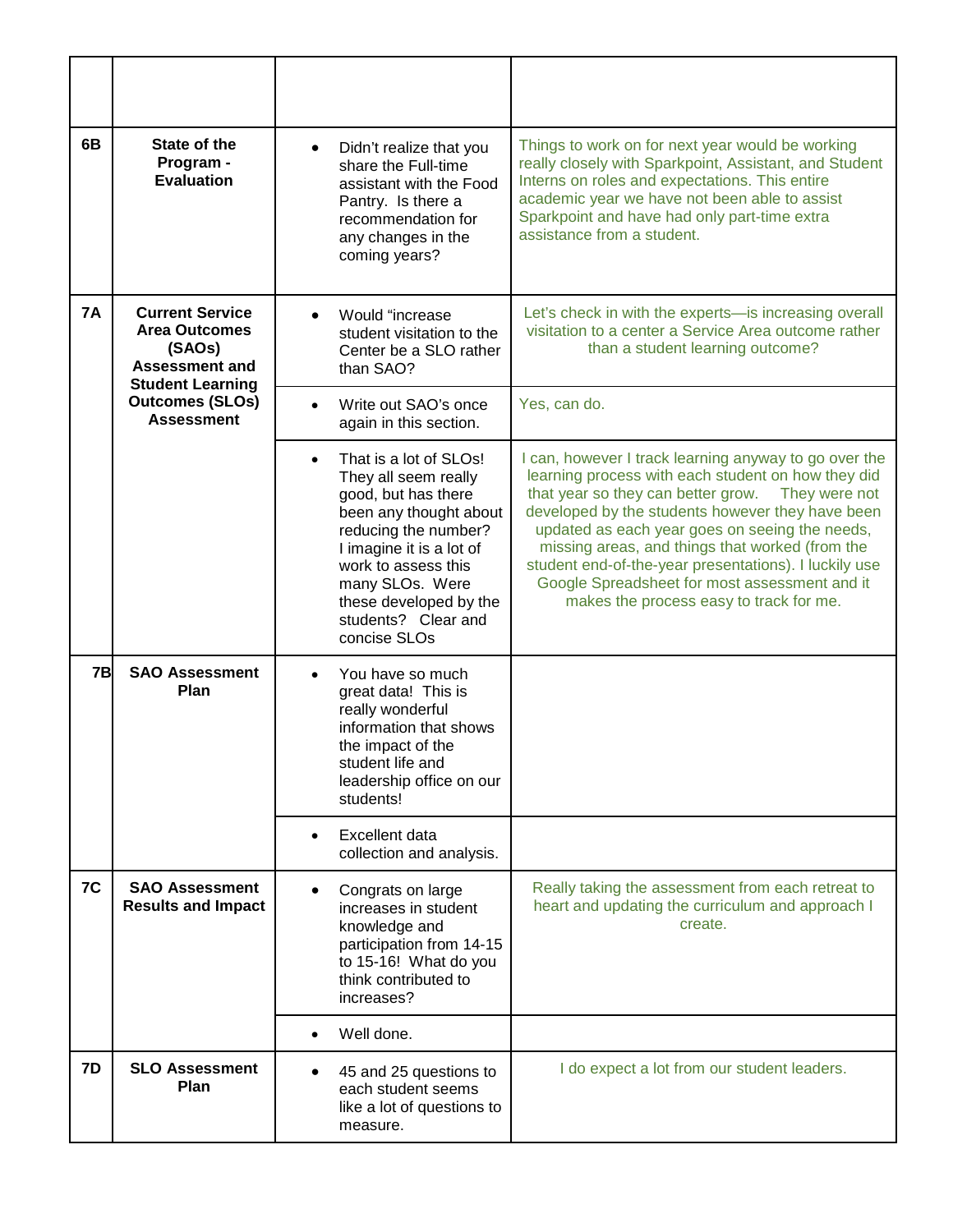| | | | |
|---|---|---|---|
| 6B | **State of the Program - Evaluation** | • Didn't realize that you share the Full-time assistant with the Food Pantry. Is there a recommendation for any changes in the coming years? | Things to work on for next year would be working really closely with Sparkpoint, Assistant, and Student Interns on roles and expectations. This entire academic year we have not been able to assist Sparkpoint and have had only part-time extra assistance from a student. |
| 7A | **Current Service Area Outcomes (SAOs) Assessment and Student Learning Outcomes (SLOs) Assessment** | • Would "increase student visitation to the Center be a SLO rather than SAO? | Let's check in with the experts—is increasing overall visitation to a center a Service Area outcome rather than a student learning outcome? |
| | | • Write out SAO's once again in this section. | Yes, can do. |
| | | • That is a lot of SLOs! They all seem really good, but has there been any thought about reducing the number? I imagine it is a lot of work to assess this many SLOs. Were these developed by the students? Clear and concise SLOs | I can, however I track learning anyway to go over the learning process with each student on how they did that year so they can better grow. They were not developed by the students however they have been updated as each year goes on seeing the needs, missing areas, and things that worked (from the student end-of-the-year presentations). I luckily use Google Spreadsheet for most assessment and it makes the process easy to track for me. |
| 7B | **SAO Assessment Plan** | • You have so much great data! This is really wonderful information that shows the impact of the student life and leadership office on our students! | |
| | | • Excellent data collection and analysis. | |
| 7C | **SAO Assessment Results and Impact** | • Congrats on large increases in student knowledge and participation from 14-15 to 15-16! What do you think contributed to increases? | Really taking the assessment from each retreat to heart and updating the curriculum and approach I create. |
| | | • Well done. | |
| 7D | **SLO Assessment Plan** | • 45 and 25 questions to each student seems like a lot of questions to measure. | I do expect a lot from our student leaders. |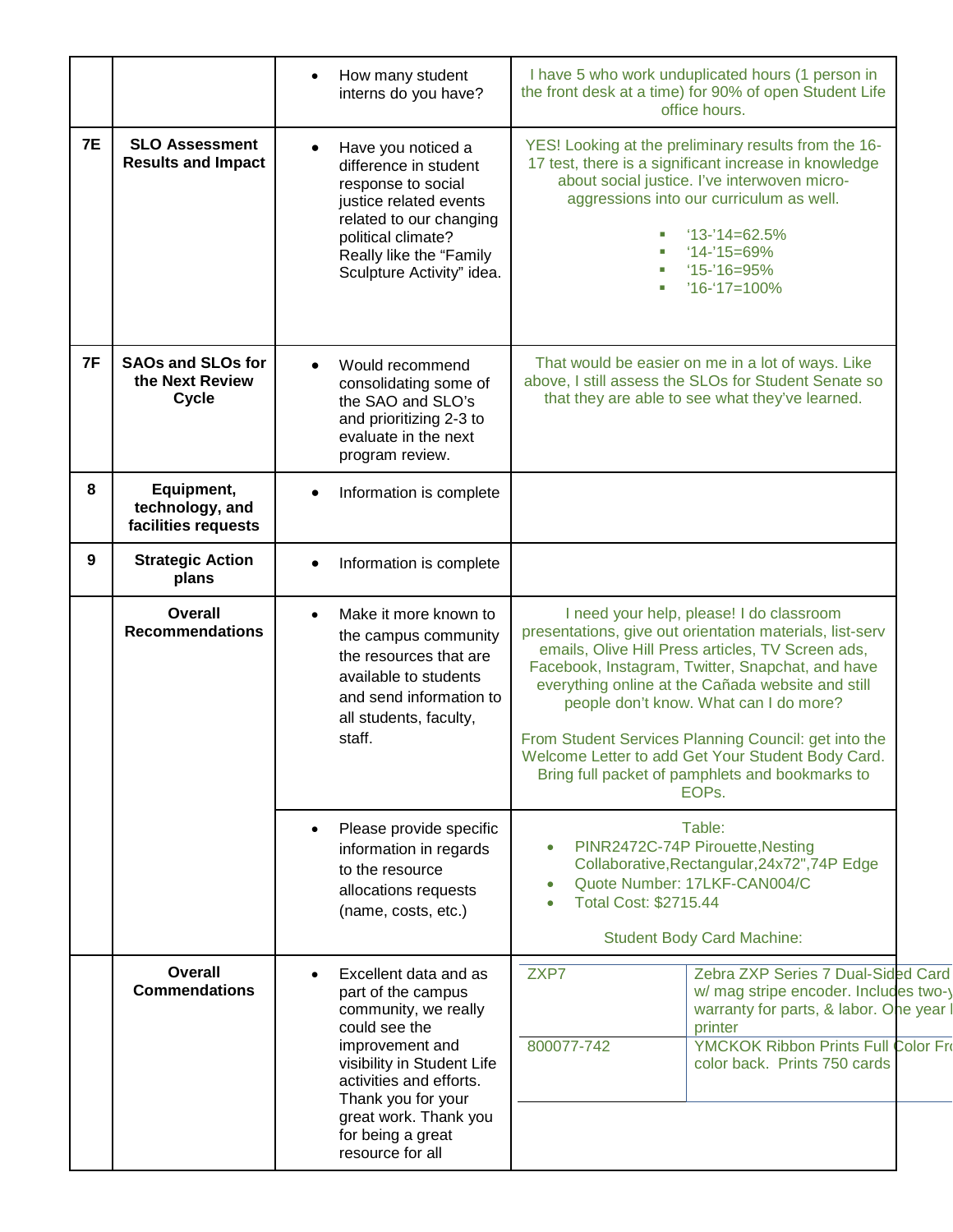| | | | |
|---|---|---|---|
| | | • How many student interns do you have? | I have 5 who work unduplicated hours (1 person in the front desk at a time) for 90% of open Student Life office hours. |
| 7E | **SLO Assessment Results and Impact** | • Have you noticed a difference in student response to social justice related events related to our changing political climate? Really like the "Family Sculpture Activity" idea. | YES! Looking at the preliminary results from the 16-17 test, there is a significant increase in knowledge about social justice. I've interwoven micro-aggressions into our curriculum as well.<br>▪ '13-'14=62.5%<br>▪ '14-'15=69%<br>▪ '15-'16=95%<br>▪ '16-'17=100% |
| 7F | **SAOs and SLOs for the Next Review Cycle** | • Would recommend consolidating some of the SAO and SLO's and prioritizing 2-3 to evaluate in the next program review. | That would be easier on me in a lot of ways. Like above, I still assess the SLOs for Student Senate so that they are able to see what they've learned. |
| 8 | **Equipment, technology, and facilities requests** | • Information is complete | |
| 9 | **Strategic Action plans** | • Information is complete | |
| | **Overall Recommendations** | • Make it more known to the campus community the resources that are available to students and send information to all students, faculty, staff. | I need your help, please! I do classroom presentations, give out orientation materials, list-serv emails, Olive Hill Press articles, TV Screen ads, Facebook, Instagram, Twitter, Snapchat, and have everything online at the Cañada website and still people don't know. What can I do more?<br><br>From Student Services Planning Council: get into the Welcome Letter to add Get Your Student Body Card. Bring full packet of pamphlets and bookmarks to EOPs. |
| | | • Please provide specific information in regards to the resource allocations requests (name, costs, etc.) | Table:<br>• PINR2472C-74P Pirouette,Nesting Collaborative,Rectangular,24x72",74P Edge<br>• Quote Number: 17LKF-CAN004/C<br>• Total Cost: $2715.44<br><br>Student Body Card Machine: |
| | **Overall Commendations** | • Excellent data and as part of the campus community, we really could see the improvement and visibility in Student Life activities and efforts. Thank you for your great work. Thank you for being a great resource for all | ZXP7 — Zebra ZXP Series 7 Dual-Sided Card w/ mag stripe encoder. Includes two-y warranty for parts, & labor. One year l printer<br>800077-742 — YMCKOK Ribbon Prints Full Color Fr color back. Prints 750 cards |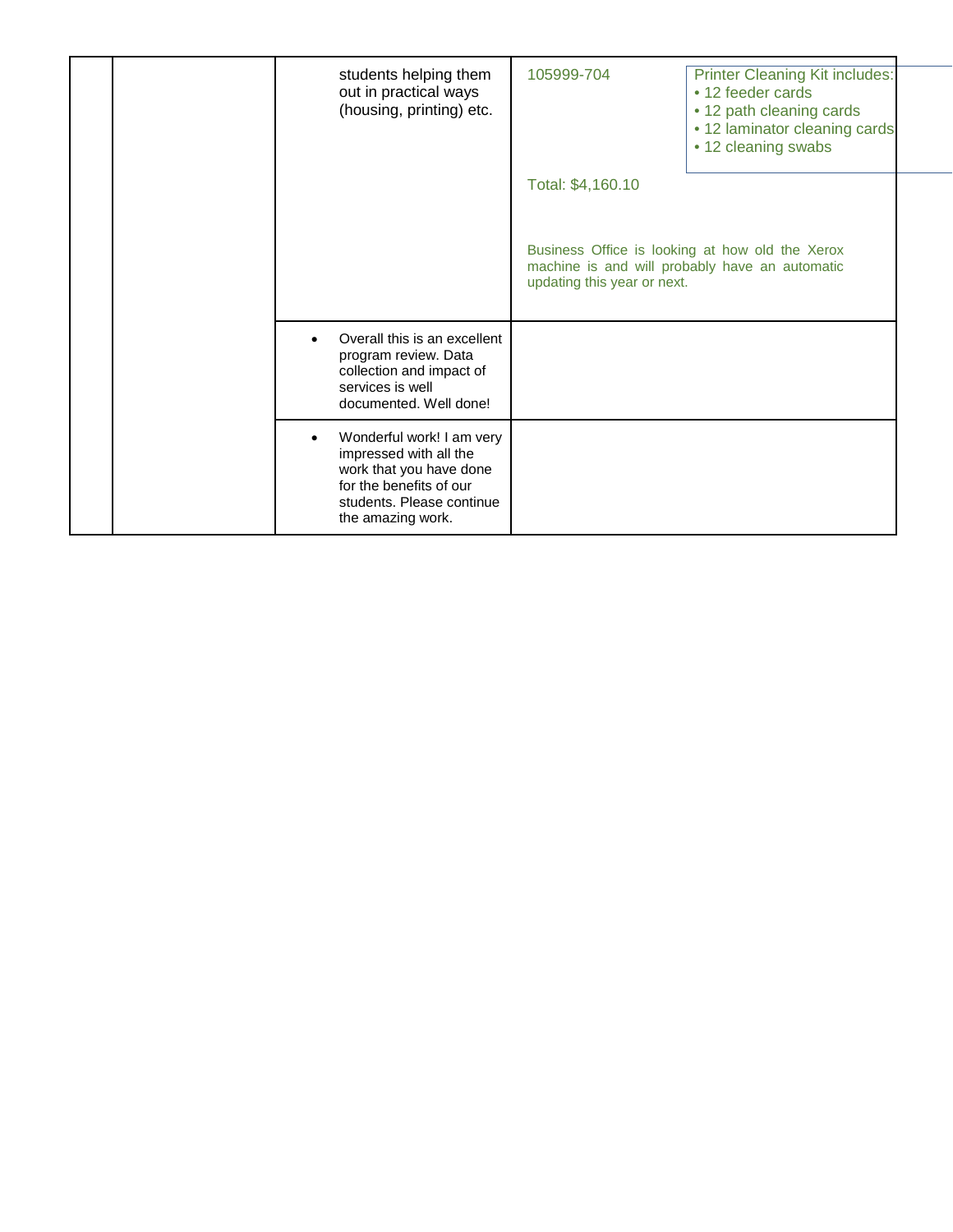| | | | |
|---|---|---|---|
| | | students helping them out in practical ways (housing, printing) etc. | 105999-704 Printer Cleaning Kit includes: • 12 feeder cards • 12 path cleaning cards • 12 laminator cleaning cards • 12 cleaning swabs<br><br>Total: $4,160.10<br><br>Business Office is looking at how old the Xerox machine is and will probably have an automatic updating this year or next. |
| | | • Overall this is an excellent program review. Data collection and impact of services is well documented. Well done! | |
| | | • Wonderful work! I am very impressed with all the work that you have done for the benefits of our students. Please continue the amazing work. | |